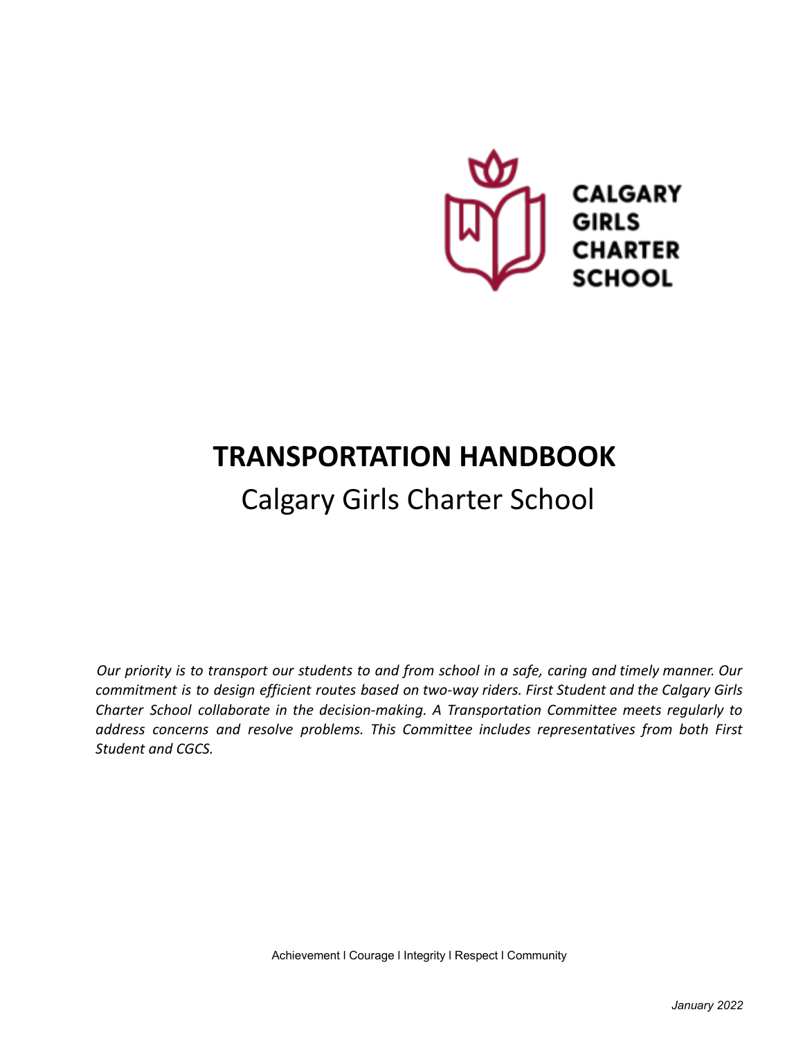CALGARY GIRLS CHARTER SCHOOL

# TRANSPORTATION HANDBOOK

## Calgary Girls Charter School

*Our priority is to transport our students to and from school in a safe, caring and timely manner. Our commitment is to design efficient routes based on two-way riders. First Student and the Calgary Girls Charter School collaborate in the decision-making. A Transportation Committee meets regularly to address concerns and resolve problems. This Committee includes representatives from both First Student and CGCS.*

Achievement I Courage I Integrity I Respect I Community

*January 2022*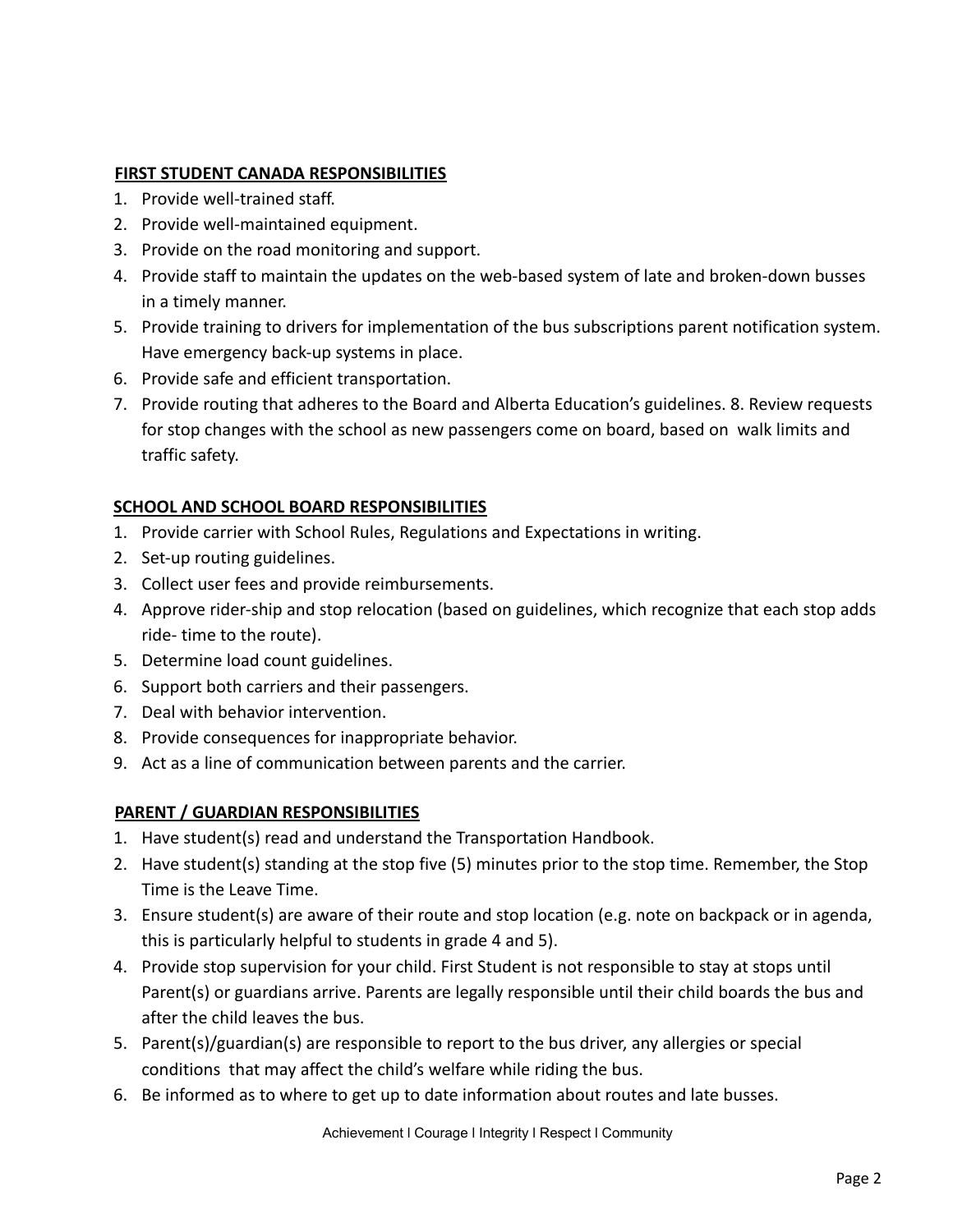**FIRST STUDENT CANADA RESPONSIBILITIES**

1. Provide well-trained staff.
2. Provide well-maintained equipment.
3. Provide on the road monitoring and support.
4. Provide staff to maintain the updates on the web-based system of late and broken-down busses in a timely manner.
5. Provide training to drivers for implementation of the bus subscriptions parent notification system. Have emergency back-up systems in place.
6. Provide safe and efficient transportation.
7. Provide routing that adheres to the Board and Alberta Education's guidelines. 8. Review requests for stop changes with the school as new passengers come on board, based on walk limits and traffic safety.

**SCHOOL AND SCHOOL BOARD RESPONSIBILITIES**

1. Provide carrier with School Rules, Regulations and Expectations in writing.
2. Set-up routing guidelines.
3. Collect user fees and provide reimbursements.
4. Approve rider-ship and stop relocation (based on guidelines, which recognize that each stop adds ride- time to the route).
5. Determine load count guidelines.
6. Support both carriers and their passengers.
7. Deal with behavior intervention.
8. Provide consequences for inappropriate behavior.
9. Act as a line of communication between parents and the carrier.

**PARENT / GUARDIAN RESPONSIBILITIES**

1. Have student(s) read and understand the Transportation Handbook.
2. Have student(s) standing at the stop five (5) minutes prior to the stop time. Remember, the Stop Time is the Leave Time.
3. Ensure student(s) are aware of their route and stop location (e.g. note on backpack or in agenda, this is particularly helpful to students in grade 4 and 5).
4. Provide stop supervision for your child. First Student is not responsible to stay at stops until Parent(s) or guardians arrive. Parents are legally responsible until their child boards the bus and after the child leaves the bus.
5. Parent(s)/guardian(s) are responsible to report to the bus driver, any allergies or special conditions that may affect the child's welfare while riding the bus.
6. Be informed as to where to get up to date information about routes and late busses.

Achievement I Courage I Integrity I Respect I Community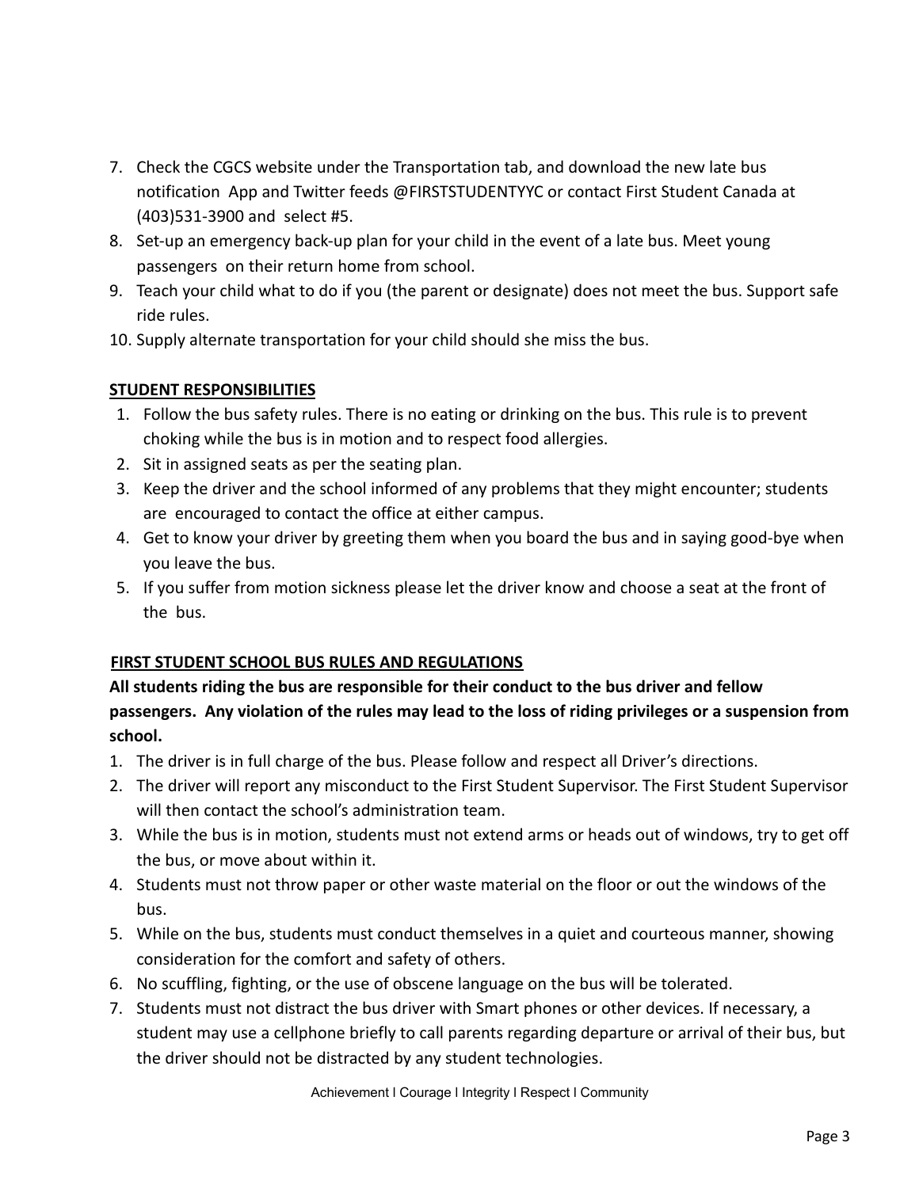7. Check the CGCS website under the Transportation tab, and download the new late bus notification App and Twitter feeds @FIRSTSTUDENTYYC or contact First Student Canada at (403)531-3900 and select #5.
8. Set-up an emergency back-up plan for your child in the event of a late bus. Meet young passengers on their return home from school.
9. Teach your child what to do if you (the parent or designate) does not meet the bus. Support safe ride rules.
10. Supply alternate transportation for your child should she miss the bus.

**STUDENT RESPONSIBILITIES**

1. Follow the bus safety rules. There is no eating or drinking on the bus. This rule is to prevent choking while the bus is in motion and to respect food allergies.
2. Sit in assigned seats as per the seating plan.
3. Keep the driver and the school informed of any problems that they might encounter; students are encouraged to contact the office at either campus.
4. Get to know your driver by greeting them when you board the bus and in saying good-bye when you leave the bus.
5. If you suffer from motion sickness please let the driver know and choose a seat at the front of the bus.

**FIRST STUDENT SCHOOL BUS RULES AND REGULATIONS**

**All students riding the bus are responsible for their conduct to the bus driver and fellow passengers. Any violation of the rules may lead to the loss of riding privileges or a suspension from school.**

1. The driver is in full charge of the bus. Please follow and respect all Driver's directions.
2. The driver will report any misconduct to the First Student Supervisor. The First Student Supervisor will then contact the school's administration team.
3. While the bus is in motion, students must not extend arms or heads out of windows, try to get off the bus, or move about within it.
4. Students must not throw paper or other waste material on the floor or out the windows of the bus.
5. While on the bus, students must conduct themselves in a quiet and courteous manner, showing consideration for the comfort and safety of others.
6. No scuffling, fighting, or the use of obscene language on the bus will be tolerated.
7. Students must not distract the bus driver with Smart phones or other devices. If necessary, a student may use a cellphone briefly to call parents regarding departure or arrival of their bus, but the driver should not be distracted by any student technologies.

Achievement I Courage I Integrity I Respect I Community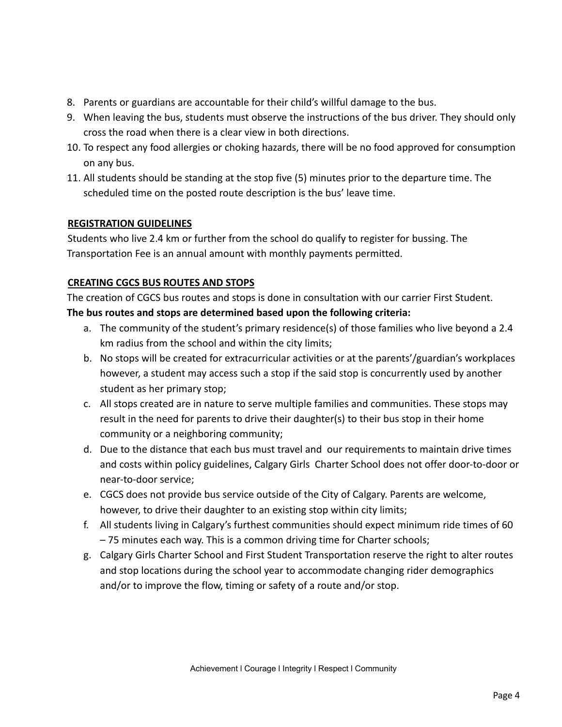8. Parents or guardians are accountable for their child's willful damage to the bus.
9. When leaving the bus, students must observe the instructions of the bus driver. They should only cross the road when there is a clear view in both directions.
10. To respect any food allergies or choking hazards, there will be no food approved for consumption on any bus.
11. All students should be standing at the stop five (5) minutes prior to the departure time. The scheduled time on the posted route description is the bus' leave time.

**REGISTRATION GUIDELINES**

Students who live 2.4 km or further from the school do qualify to register for bussing. The Transportation Fee is an annual amount with monthly payments permitted.

**CREATING CGCS BUS ROUTES AND STOPS**

The creation of CGCS bus routes and stops is done in consultation with our carrier First Student.

**The bus routes and stops are determined based upon the following criteria:**

a. The community of the student's primary residence(s) of those families who live beyond a 2.4 km radius from the school and within the city limits;
b. No stops will be created for extracurricular activities or at the parents'/guardian's workplaces however, a student may access such a stop if the said stop is concurrently used by another student as her primary stop;
c. All stops created are in nature to serve multiple families and communities. These stops may result in the need for parents to drive their daughter(s) to their bus stop in their home community or a neighboring community;
d. Due to the distance that each bus must travel and our requirements to maintain drive times and costs within policy guidelines, Calgary Girls Charter School does not offer door-to-door or near-to-door service;
e. CGCS does not provide bus service outside of the City of Calgary. Parents are welcome, however, to drive their daughter to an existing stop within city limits;
f. All students living in Calgary's furthest communities should expect minimum ride times of 60 – 75 minutes each way. This is a common driving time for Charter schools;
g. Calgary Girls Charter School and First Student Transportation reserve the right to alter routes and stop locations during the school year to accommodate changing rider demographics and/or to improve the flow, timing or safety of a route and/or stop.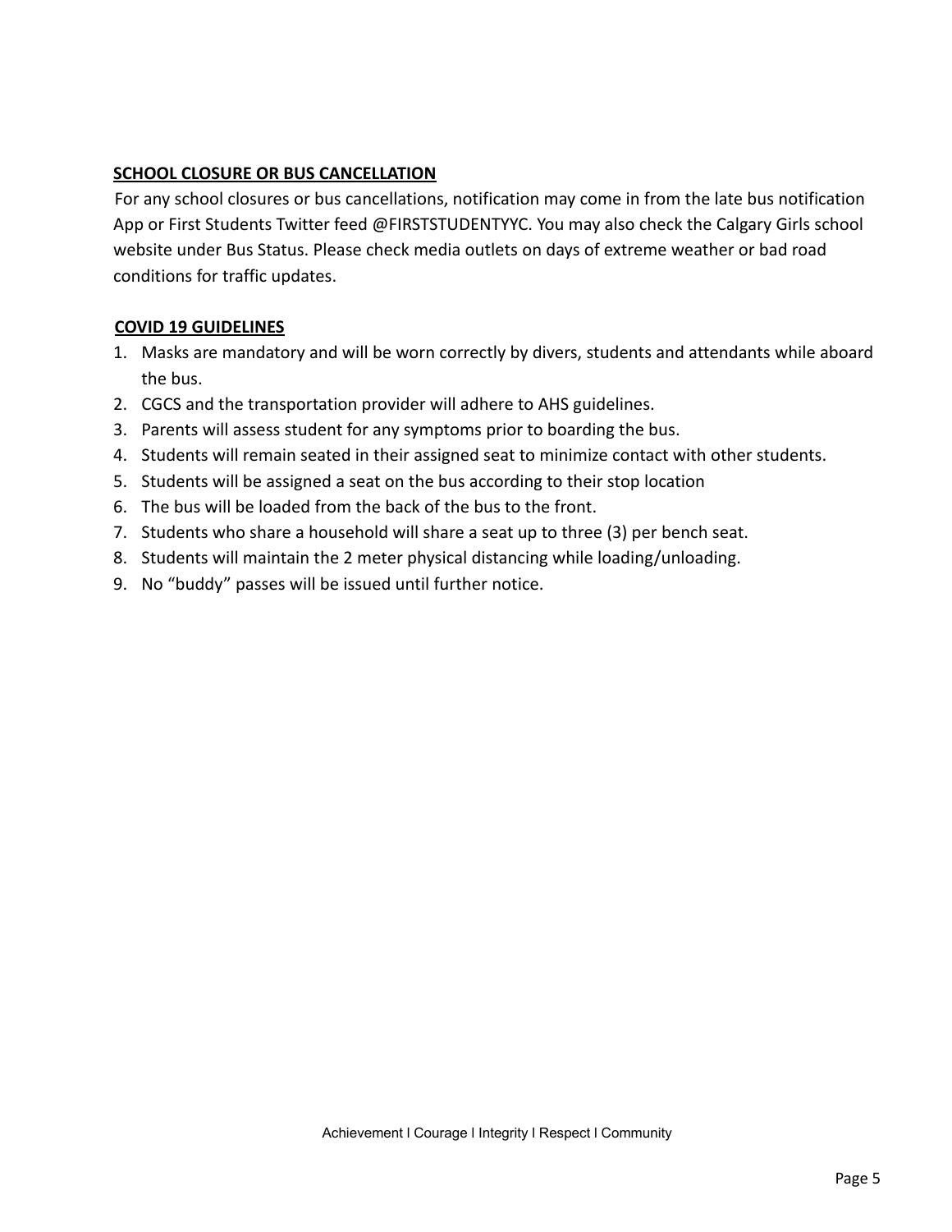## **SCHOOL CLOSURE OR BUS CANCELLATION**

For any school closures or bus cancellations, notification may come in from the late bus notification App or First Students Twitter feed @FIRSTSTUDENTYYC. You may also check the Calgary Girls school website under Bus Status. Please check media outlets on days of extreme weather or bad road conditions for traffic updates.

## **COVID 19 GUIDELINES**

1. Masks are mandatory and will be worn correctly by divers, students and attendants while aboard the bus.
2. CGCS and the transportation provider will adhere to AHS guidelines.
3. Parents will assess student for any symptoms prior to boarding the bus.
4. Students will remain seated in their assigned seat to minimize contact with other students.
5. Students will be assigned a seat on the bus according to their stop location
6. The bus will be loaded from the back of the bus to the front.
7. Students who share a household will share a seat up to three (3) per bench seat.
8. Students will maintain the 2 meter physical distancing while loading/unloading.
9. No "buddy" passes will be issued until further notice.

Achievement I Courage I Integrity I Respect I Community